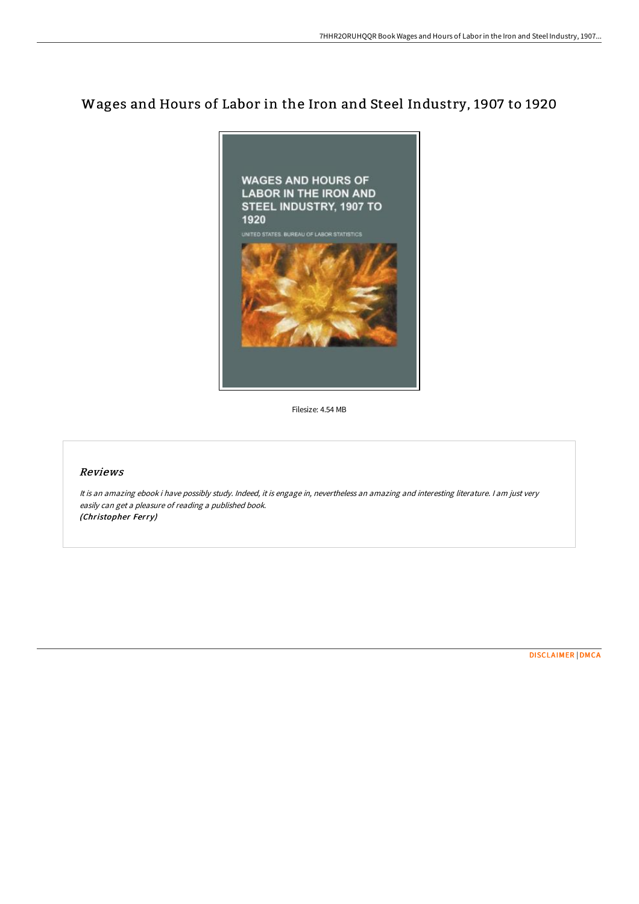# Wages and Hours of Labor in the Iron and Steel Industry, 1907 to 1920

Filesize: 4.54 MB

## Reviews

*It is an amazing ebook i have possibly study. Indeed, it is engage in, nevertheless an amazing and interesting literature. I am just very easily can get a pleasure of reading a published book.*
*(Christopher Ferry)*

DISCLAIMER | DMCA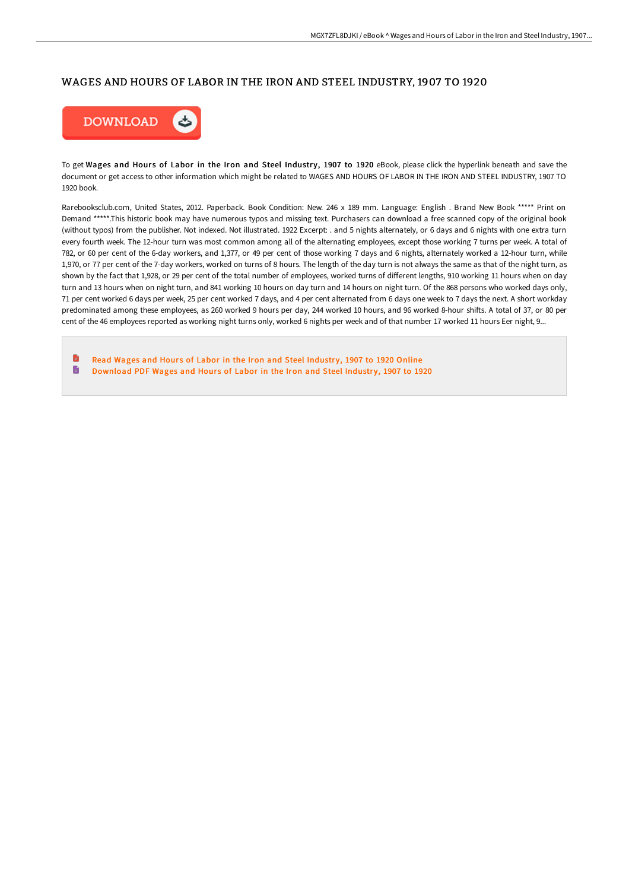# WAGES AND HOURS OF LABOR IN THE IRON AND STEEL INDUSTRY, 1907 TO 1920

DOWNLOAD

To get **Wages and Hours of Labor in the Iron and Steel Industry, 1907 to 1920** eBook, please click the hyperlink beneath and save the document or get access to other information which might be related to WAGES AND HOURS OF LABOR IN THE IRON AND STEEL INDUSTRY, 1907 TO 1920 book.

Rarebooksclub.com, United States, 2012. Paperback. Book Condition: New. 246 x 189 mm. Language: English . Brand New Book ***** Print on Demand *****.This historic book may have numerous typos and missing text. Purchasers can download a free scanned copy of the original book (without typos) from the publisher. Not indexed. Not illustrated. 1922 Excerpt: . and 5 nights alternately, or 6 days and 6 nights with one extra turn every fourth week. The 12-hour turn was most common among all of the alternating employees, except those working 7 turns per week. A total of 782, or 60 per cent of the 6-day workers, and 1,377, or 49 per cent of those working 7 days and 6 nights, alternately worked a 12-hour turn, while 1,970, or 77 per cent of the 7-day workers, worked on turns of 8 hours. The length of the day turn is not always the same as that of the night turn, as shown by the fact that 1,928, or 29 per cent of the total number of employees, worked turns of different lengths, 910 working 11 hours when on day turn and 13 hours when on night turn, and 841 working 10 hours on day turn and 14 hours on night turn. Of the 868 persons who worked days only, 71 per cent worked 6 days per week, 25 per cent worked 7 days, and 4 per cent alternated from 6 days one week to 7 days the next. A short workday predominated among these employees, as 260 worked 9 hours per day, 244 worked 10 hours, and 96 worked 8-hour shifts. A total of 37, or 80 per cent of the 46 employees reported as working night turns only, worked 6 nights per week and of that number 17 worked 11 hours Eer night, 9...

- Read Wages and Hours of Labor in the Iron and Steel Industry, 1907 to 1920 Online
- Download PDF Wages and Hours of Labor in the Iron and Steel Industry, 1907 to 1920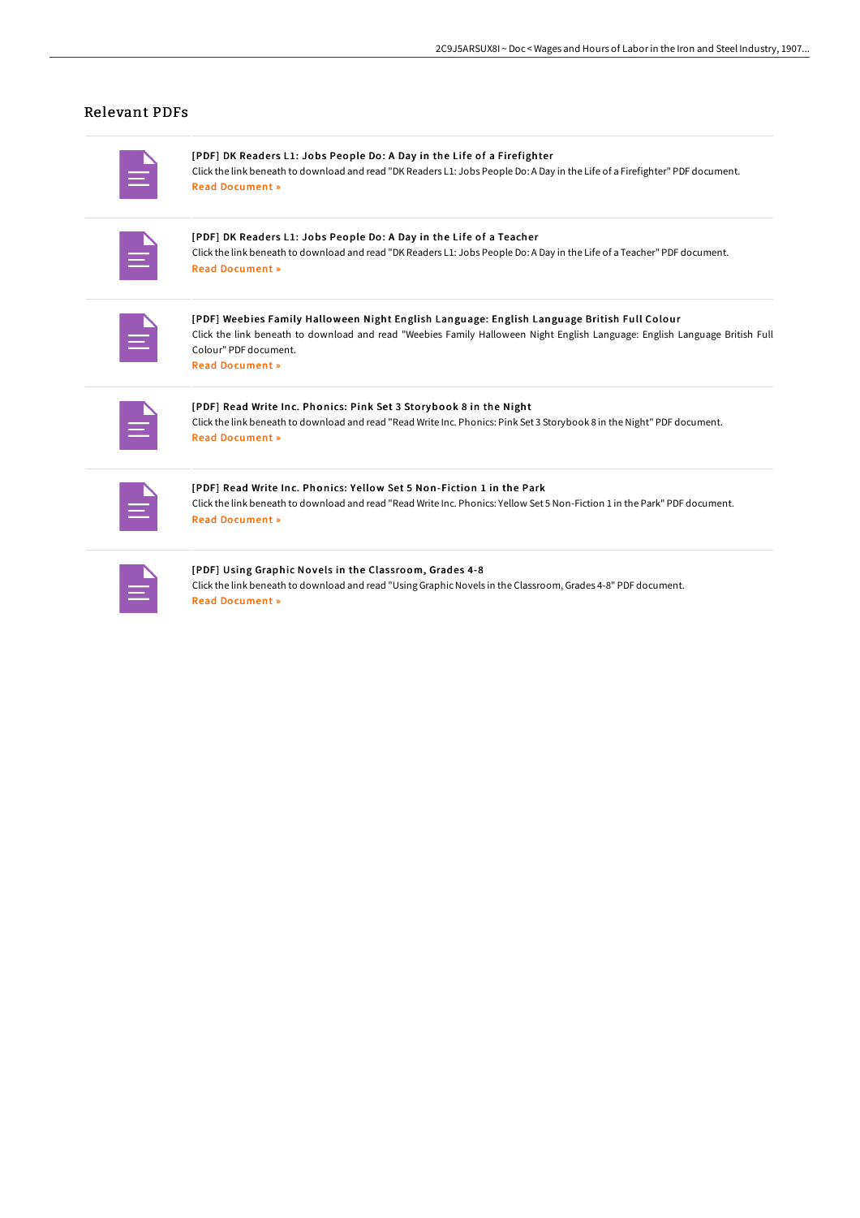## Relevant PDFs

[PDF] DK Readers L1: Jobs People Do: A Day in the Life of a Firefighter
Click the link beneath to download and read "DK Readers L1: Jobs People Do: A Day in the Life of a Firefighter" PDF document.
Read Document »

[PDF] DK Readers L1: Jobs People Do: A Day in the Life of a Teacher
Click the link beneath to download and read "DK Readers L1: Jobs People Do: A Day in the Life of a Teacher" PDF document.
Read Document »

[PDF] Weebies Family Halloween Night English Language: English Language British Full Colour
Click the link beneath to download and read "Weebies Family Halloween Night English Language: English Language British Full Colour" PDF document.
Read Document »

[PDF] Read Write Inc. Phonics: Pink Set 3 Storybook 8 in the Night
Click the link beneath to download and read "Read Write Inc. Phonics: Pink Set 3 Storybook 8 in the Night" PDF document.
Read Document »

[PDF] Read Write Inc. Phonics: Yellow Set 5 Non-Fiction 1 in the Park
Click the link beneath to download and read "Read Write Inc. Phonics: Yellow Set 5 Non-Fiction 1 in the Park" PDF document.
Read Document »

[PDF] Using Graphic Novels in the Classroom, Grades 4-8
Click the link beneath to download and read "Using Graphic Novels in the Classroom, Grades 4-8" PDF document.
Read Document »